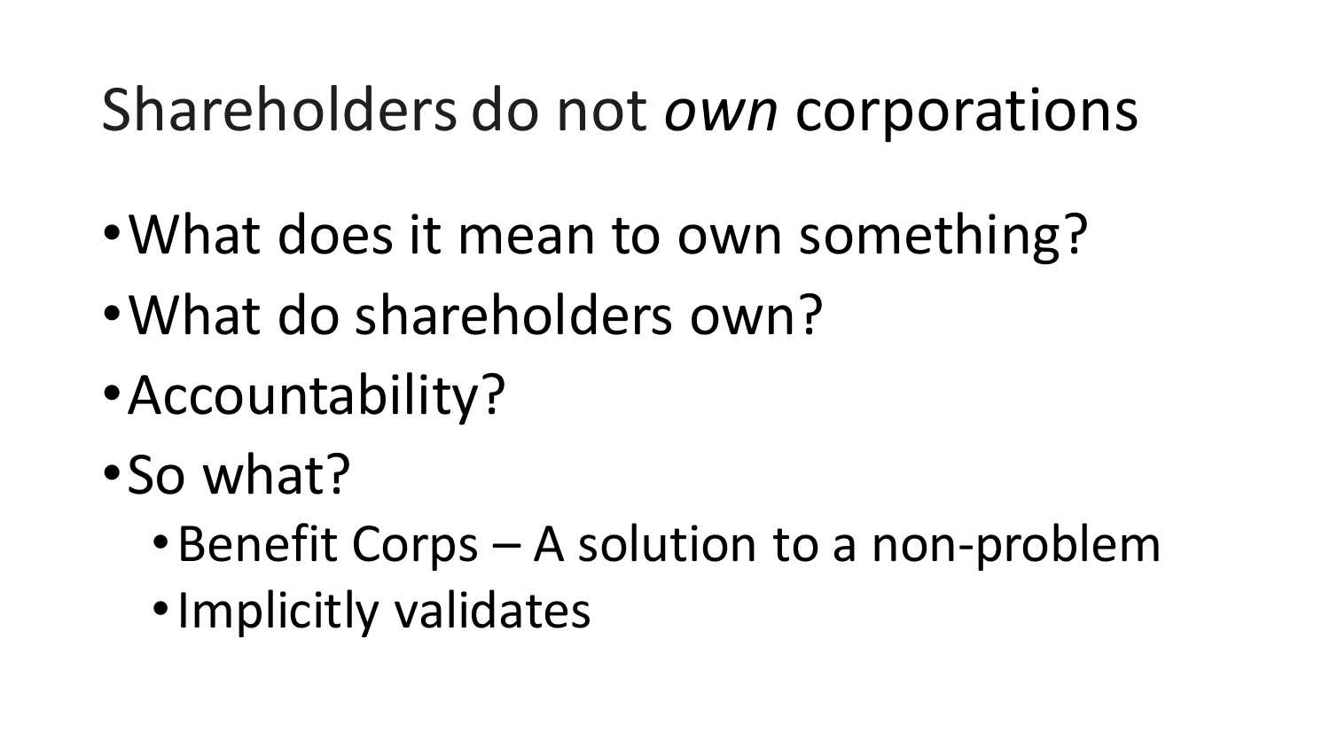# Shareholders do not *own* corporations

- What does it mean to own something?
- What do shareholders own?
- Accountability?
- So what?
  - Benefit Corps – A solution to a non-problem
  - Implicitly validates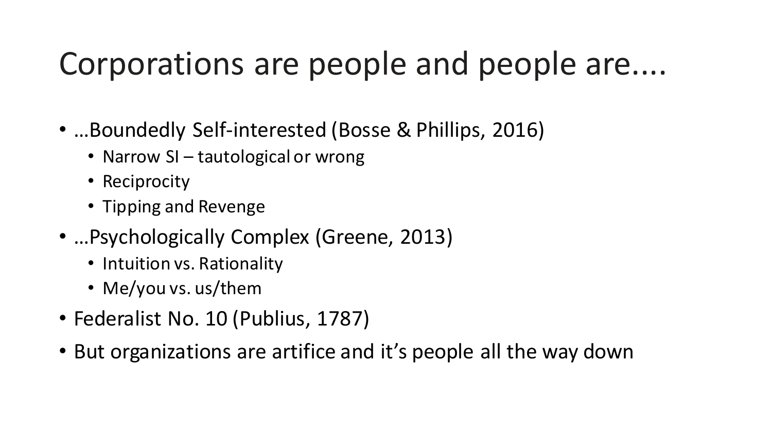# Corporations are people and people are....

- …Boundedly Self-interested (Bosse & Phillips, 2016)
  - Narrow SI – tautological or wrong
  - Reciprocity
  - Tipping and Revenge
- …Psychologically Complex (Greene, 2013)
  - Intuition vs. Rationality
  - Me/you vs. us/them
- Federalist No. 10 (Publius, 1787)
- But organizations are artifice and it's people all the way down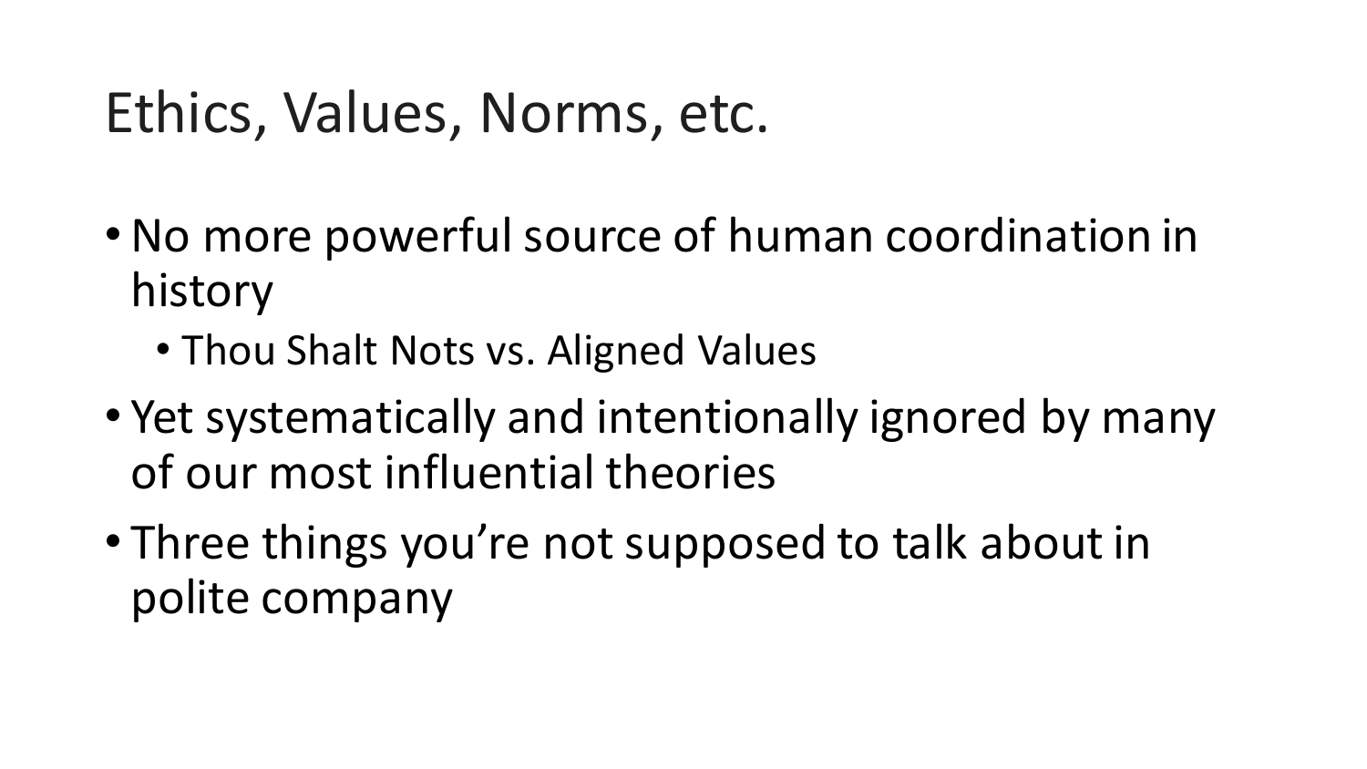# Ethics, Values, Norms, etc.

- No more powerful source of human coordination in history
  - Thou Shalt Nots vs. Aligned Values
- Yet systematically and intentionally ignored by many of our most influential theories
- Three things you're not supposed to talk about in polite company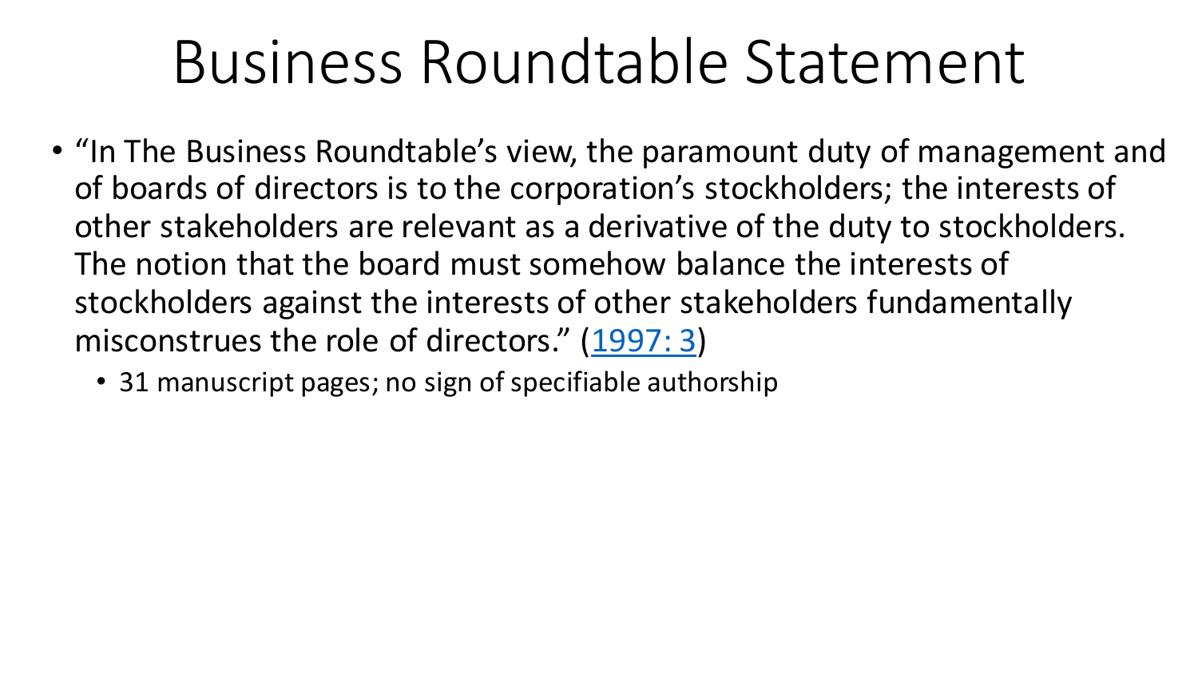# Business Roundtable Statement

- "In The Business Roundtable's view, the paramount duty of management and of boards of directors is to the corporation's stockholders; the interests of other stakeholders are relevant as a derivative of the duty to stockholders. The notion that the board must somehow balance the interests of stockholders against the interests of other stakeholders fundamentally misconstrues the role of directors." (1997: 3)
  - 31 manuscript pages; no sign of specifiable authorship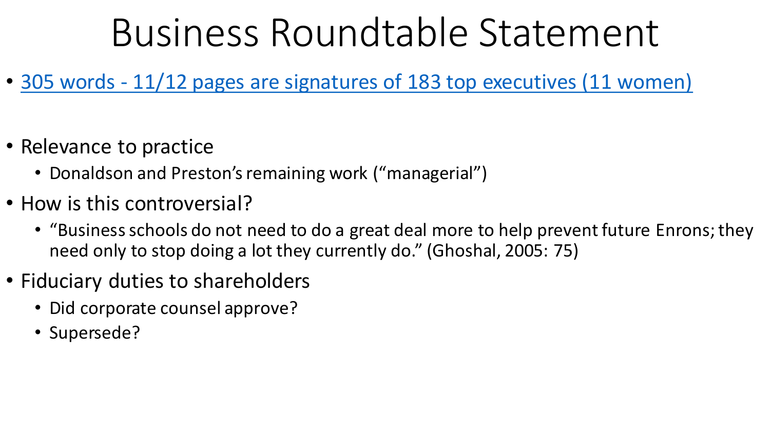# Business Roundtable Statement

- 305 words - 11/12 pages are signatures of 183 top executives (11 women)

- Relevance to practice
  - Donaldson and Preston's remaining work ("managerial")
- How is this controversial?
  - "Business schools do not need to do a great deal more to help prevent future Enrons; they need only to stop doing a lot they currently do." (Ghoshal, 2005: 75)
- Fiduciary duties to shareholders
  - Did corporate counsel approve?
  - Supersede?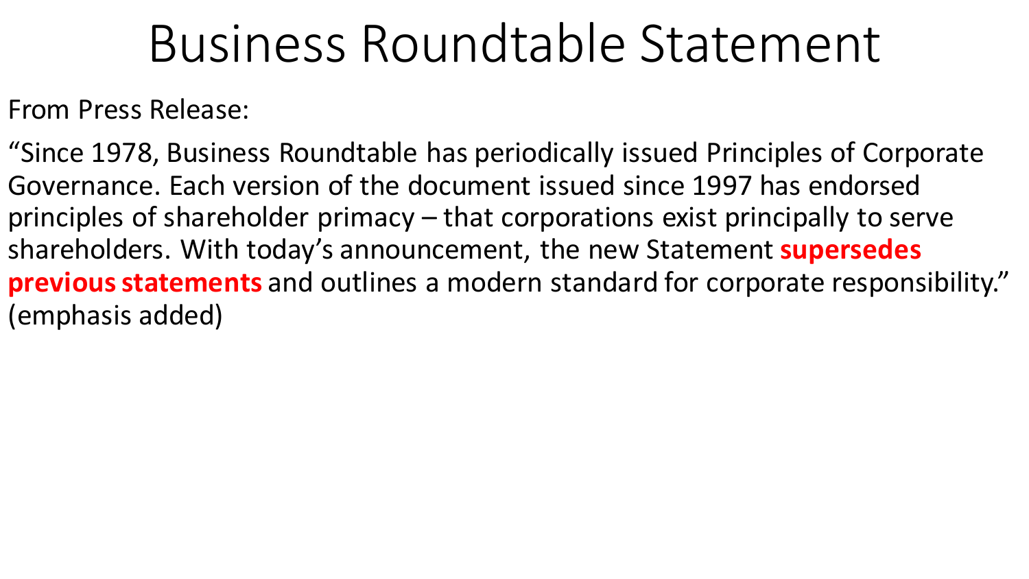# Business Roundtable Statement

From Press Release:

"Since 1978, Business Roundtable has periodically issued Principles of Corporate Governance. Each version of the document issued since 1997 has endorsed principles of shareholder primacy – that corporations exist principally to serve shareholders. With today's announcement, the new Statement **supersedes previous statements** and outlines a modern standard for corporate responsibility." (emphasis added)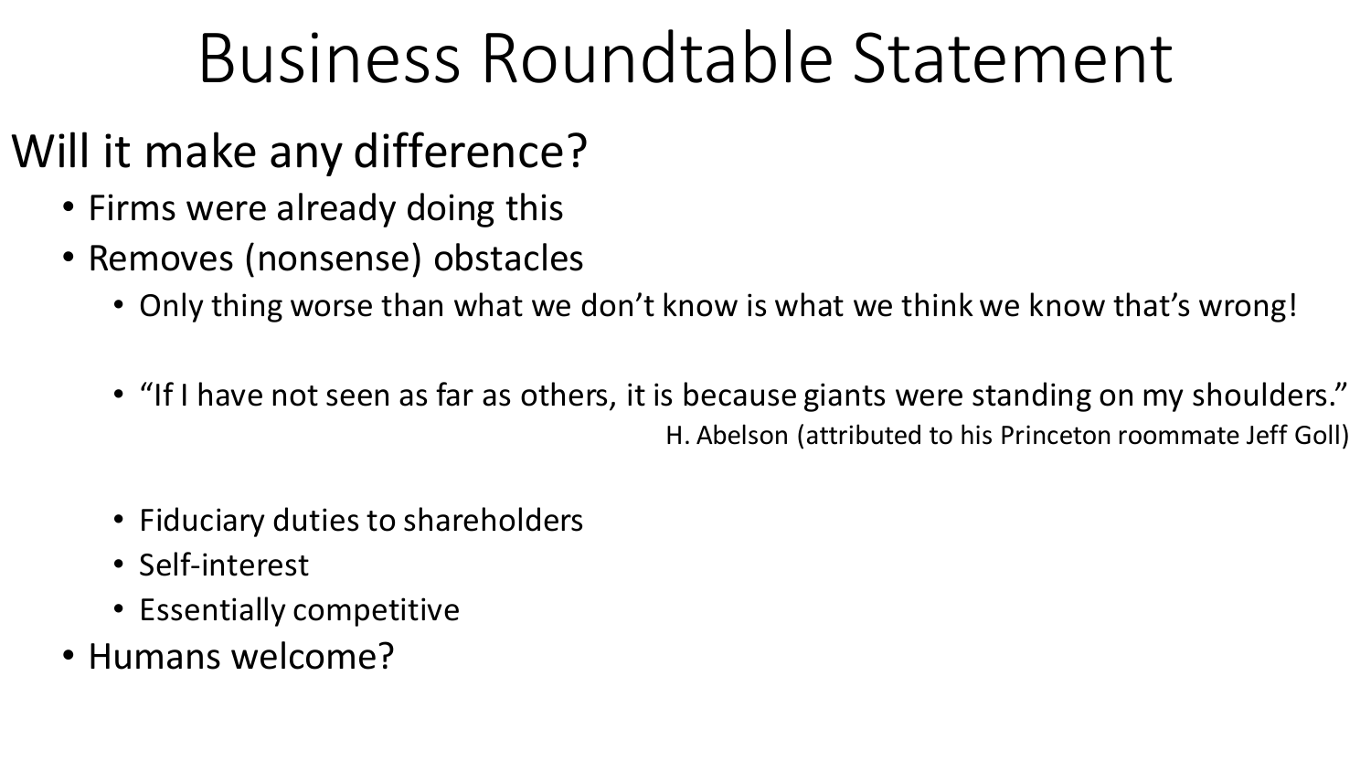# Business Roundtable Statement

## Will it make any difference?

- Firms were already doing this
- Removes (nonsense) obstacles
  - Only thing worse than what we don't know is what we think we know that's wrong!
  - "If I have not seen as far as others, it is because giants were standing on my shoulders."
    H. Abelson (attributed to his Princeton roommate Jeff Goll)
  - Fiduciary duties to shareholders
  - Self-interest
  - Essentially competitive
- Humans welcome?